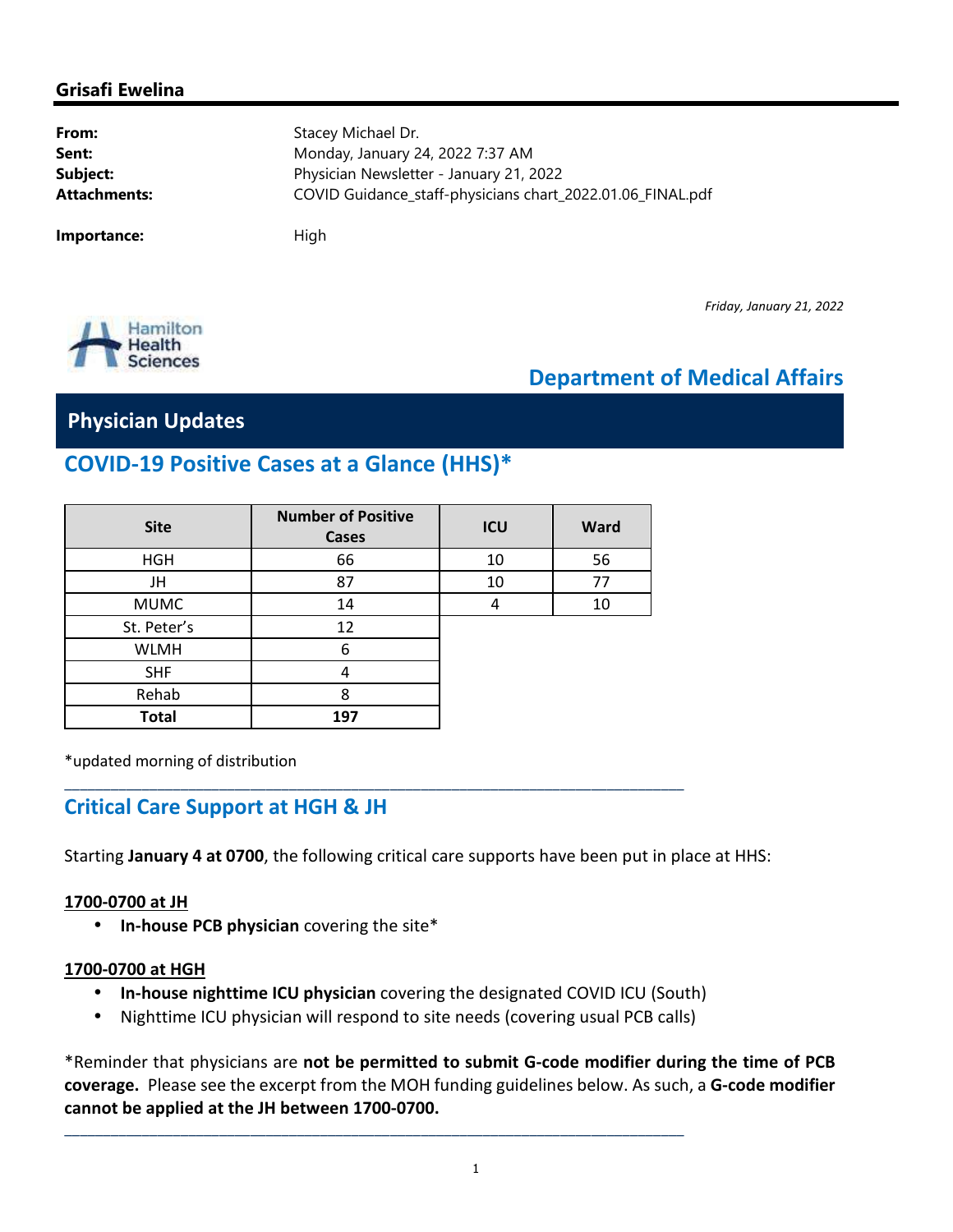**Grisafi Ewelina**

| | |
|---|---|
| **From:** | Stacey Michael Dr. |
| **Sent:** | Monday, January 24, 2022 7:37 AM |
| **Subject:** | Physician Newsletter - January 21, 2022 |
| **Attachments:** | COVID Guidance_staff-physicians chart_2022.01.06_FINAL.pdf |
| **Importance:** | High |

*Friday, January 21, 2022*

Hamilton Health Sciences

## Department of Medical Affairs

# Physician Updates

## COVID-19 Positive Cases at a Glance (HHS)*

| Site | Number of Positive Cases | ICU | Ward |
|---|---|---|---|
| HGH | 66 | 10 | 56 |
| JH | 87 | 10 | 77 |
| MUMC | 14 | 4 | 10 |
| St. Peter's | 12 | | |
| WLMH | 6 | | |
| SHF | 4 | | |
| Rehab | 8 | | |
| **Total** | **197** | | |

*updated morning of distribution

## Critical Care Support at HGH & JH

Starting **January 4 at 0700**, the following critical care supports have been put in place at HHS:

**1700-0700 at JH**

- **In-house PCB physician** covering the site*

**1700-0700 at HGH**

- **In-house nighttime ICU physician** covering the designated COVID ICU (South)
- Nighttime ICU physician will respond to site needs (covering usual PCB calls)

*Reminder that physicians are **not be permitted to submit G-code modifier during the time of PCB coverage.** Please see the excerpt from the MOH funding guidelines below. As such, a **G-code modifier cannot be applied at the JH between 1700-0700.**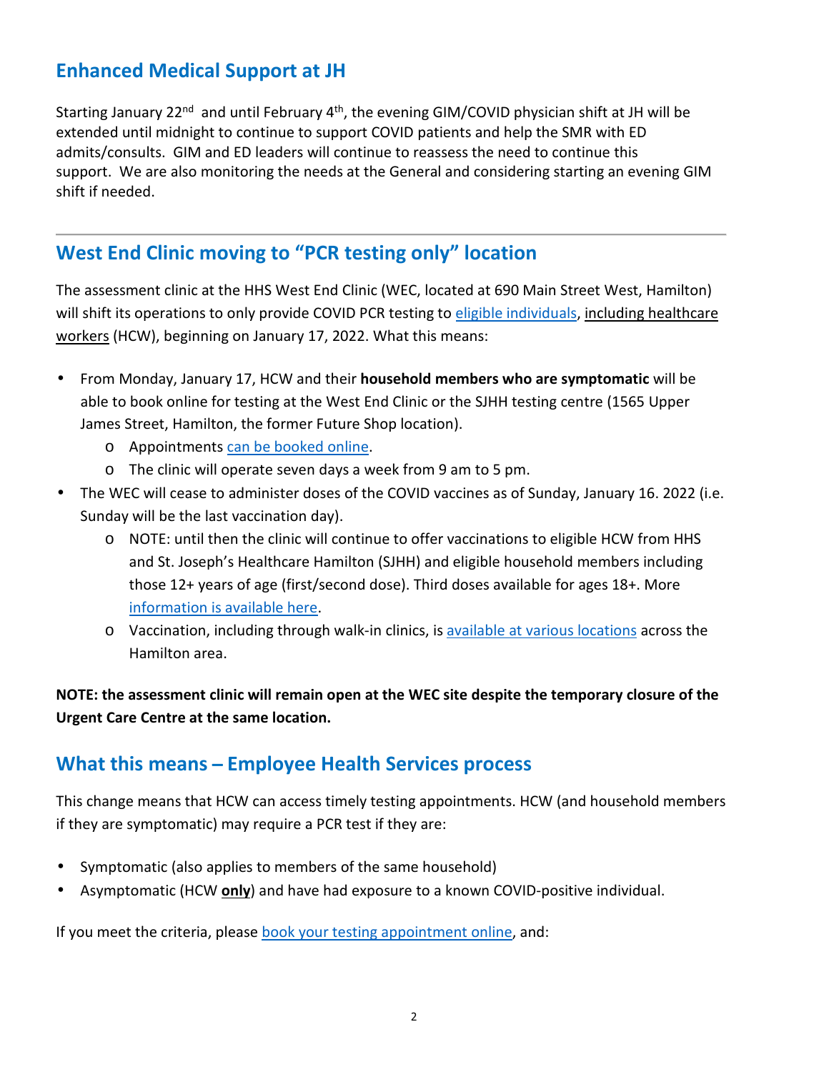## Enhanced Medical Support at JH

Starting January 22nd and until February 4th, the evening GIM/COVID physician shift at JH will be extended until midnight to continue to support COVID patients and help the SMR with ED admits/consults. GIM and ED leaders will continue to reassess the need to continue this support. We are also monitoring the needs at the General and considering starting an evening GIM shift if needed.

---

## West End Clinic moving to "PCR testing only" location

The assessment clinic at the HHS West End Clinic (WEC, located at 690 Main Street West, Hamilton) will shift its operations to only provide COVID PCR testing to eligible individuals, including healthcare workers (HCW), beginning on January 17, 2022. What this means:

- From Monday, January 17, HCW and their **household members who are symptomatic** will be able to book online for testing at the West End Clinic or the SJHH testing centre (1565 Upper James Street, Hamilton, the former Future Shop location).
  - Appointments can be booked online.
  - The clinic will operate seven days a week from 9 am to 5 pm.
- The WEC will cease to administer doses of the COVID vaccines as of Sunday, January 16. 2022 (i.e. Sunday will be the last vaccination day).
  - NOTE: until then the clinic will continue to offer vaccinations to eligible HCW from HHS and St. Joseph's Healthcare Hamilton (SJHH) and eligible household members including those 12+ years of age (first/second dose). Third doses available for ages 18+. More information is available here.
  - Vaccination, including through walk-in clinics, is available at various locations across the Hamilton area.

**NOTE: the assessment clinic will remain open at the WEC site despite the temporary closure of the Urgent Care Centre at the same location.**

## What this means – Employee Health Services process

This change means that HCW can access timely testing appointments. HCW (and household members if they are symptomatic) may require a PCR test if they are:

- Symptomatic (also applies to members of the same household)
- Asymptomatic (HCW **only**) and have had exposure to a known COVID-positive individual.

If you meet the criteria, please book your testing appointment online, and: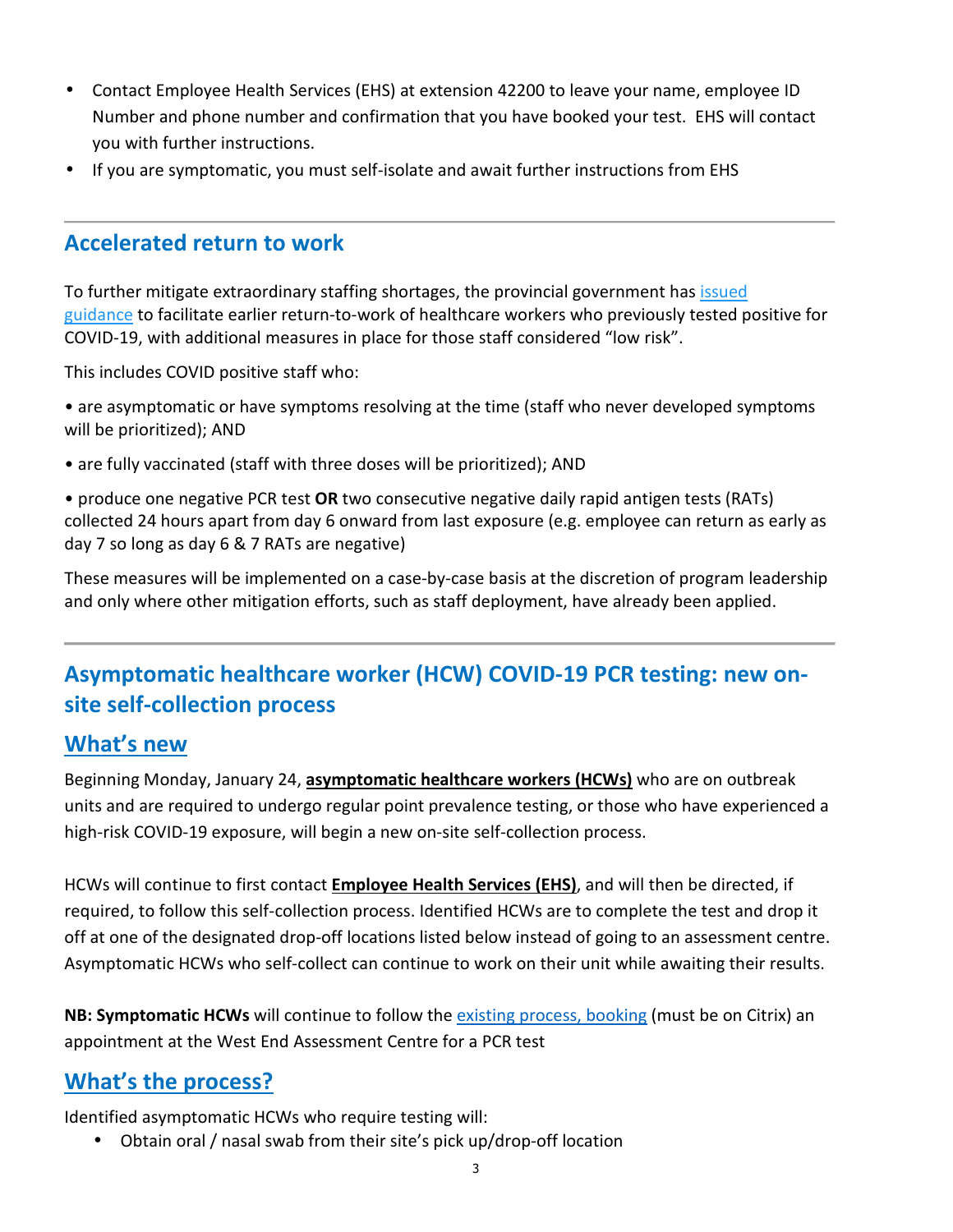- Contact Employee Health Services (EHS) at extension 42200 to leave your name, employee ID Number and phone number and confirmation that you have booked your test. EHS will contact you with further instructions.
- If you are symptomatic, you must self-isolate and await further instructions from EHS

---

## Accelerated return to work

To further mitigate extraordinary staffing shortages, the provincial government has [issued guidance](#) to facilitate earlier return-to-work of healthcare workers who previously tested positive for COVID-19, with additional measures in place for those staff considered "low risk".

This includes COVID positive staff who:

• are asymptomatic or have symptoms resolving at the time (staff who never developed symptoms will be prioritized); AND

• are fully vaccinated (staff with three doses will be prioritized); AND

• produce one negative PCR test **OR** two consecutive negative daily rapid antigen tests (RATs) collected 24 hours apart from day 6 onward from last exposure (e.g. employee can return as early as day 7 so long as day 6 & 7 RATs are negative)

These measures will be implemented on a case-by-case basis at the discretion of program leadership and only where other mitigation efforts, such as staff deployment, have already been applied.

---

## Asymptomatic healthcare worker (HCW) COVID-19 PCR testing: new on-site self-collection process

### What's new

Beginning Monday, January 24, **asymptomatic healthcare workers (HCWs)** who are on outbreak units and are required to undergo regular point prevalence testing, or those who have experienced a high-risk COVID-19 exposure, will begin a new on-site self-collection process.

HCWs will continue to first contact **Employee Health Services (EHS)**, and will then be directed, if required, to follow this self-collection process. Identified HCWs are to complete the test and drop it off at one of the designated drop-off locations listed below instead of going to an assessment centre. Asymptomatic HCWs who self-collect can continue to work on their unit while awaiting their results.

**NB: Symptomatic HCWs** will continue to follow the [existing process, booking](#) (must be on Citrix) an appointment at the West End Assessment Centre for a PCR test

### What's the process?

Identified asymptomatic HCWs who require testing will:

- Obtain oral / nasal swab from their site's pick up/drop-off location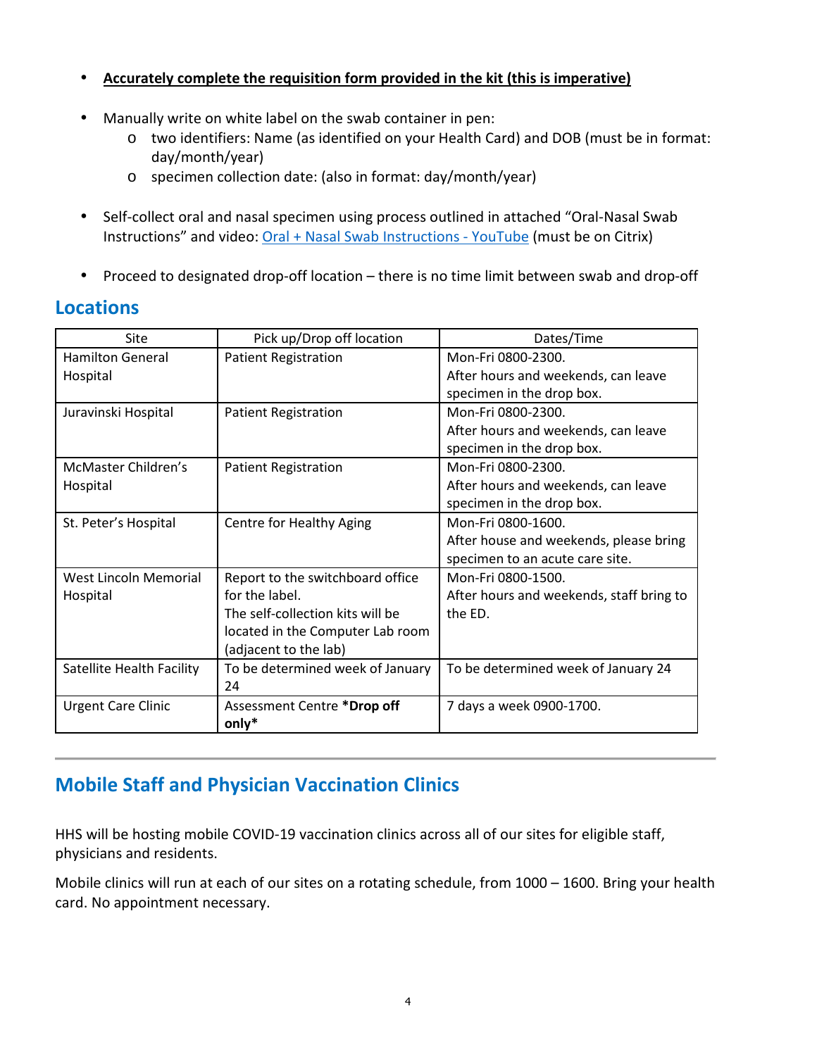- **<u>Accurately complete the requisition form provided in the kit (this is imperative)</u>**

- Manually write on white label on the swab container in pen:
    - two identifiers: Name (as identified on your Health Card) and DOB (must be in format: day/month/year)
    - specimen collection date: (also in format: day/month/year)

- Self-collect oral and nasal specimen using process outlined in attached "Oral-Nasal Swab Instructions" and video: [Oral + Nasal Swab Instructions - YouTube] (must be on Citrix)

- Proceed to designated drop-off location – there is no time limit between swab and drop-off

## Locations

| Site | Pick up/Drop off location | Dates/Time |
|---|---|---|
| Hamilton General Hospital | Patient Registration | Mon-Fri 0800-2300. After hours and weekends, can leave specimen in the drop box. |
| Juravinski Hospital | Patient Registration | Mon-Fri 0800-2300. After hours and weekends, can leave specimen in the drop box. |
| McMaster Children's Hospital | Patient Registration | Mon-Fri 0800-2300. After hours and weekends, can leave specimen in the drop box. |
| St. Peter's Hospital | Centre for Healthy Aging | Mon-Fri 0800-1600. After house and weekends, please bring specimen to an acute care site. |
| West Lincoln Memorial Hospital | Report to the switchboard office for the label. The self-collection kits will be located in the Computer Lab room (adjacent to the lab) | Mon-Fri 0800-1500. After hours and weekends, staff bring to the ED. |
| Satellite Health Facility | To be determined week of January 24 | To be determined week of January 24 |
| Urgent Care Clinic | Assessment Centre ***Drop off only*** | 7 days a week 0900-1700. |

---

## Mobile Staff and Physician Vaccination Clinics

HHS will be hosting mobile COVID-19 vaccination clinics across all of our sites for eligible staff, physicians and residents.

Mobile clinics will run at each of our sites on a rotating schedule, from 1000 – 1600. Bring your health card. No appointment necessary.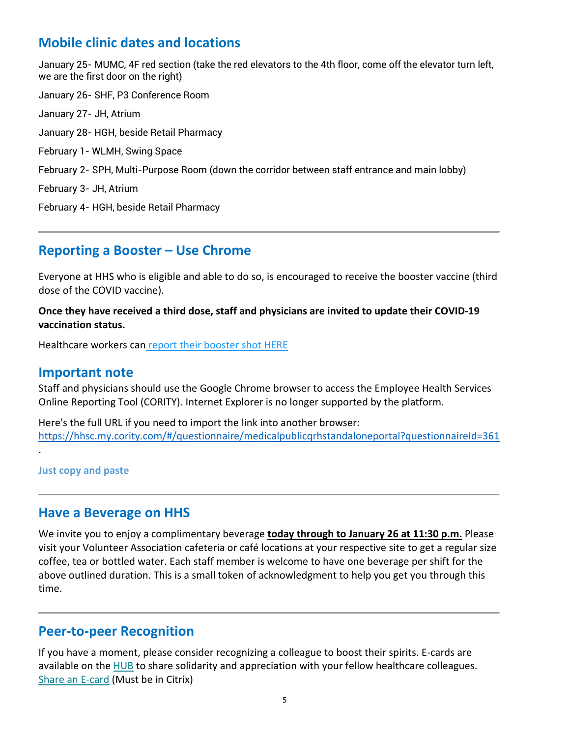## Mobile clinic dates and locations

January 25- MUMC, 4F red section (take the red elevators to the 4th floor, come off the elevator turn left, we are the first door on the right)

January 26- SHF, P3 Conference Room

January 27- JH, Atrium

January 28- HGH, beside Retail Pharmacy

February 1- WLMH, Swing Space

February 2- SPH, Multi-Purpose Room (down the corridor between staff entrance and main lobby)

February 3- JH, Atrium

February 4- HGH, beside Retail Pharmacy

---

## Reporting a Booster – Use Chrome

Everyone at HHS who is eligible and able to do so, is encouraged to receive the booster vaccine (third dose of the COVID vaccine).

**Once they have received a third dose, staff and physicians are invited to update their COVID-19 vaccination status.**

Healthcare workers can report their booster shot HERE

## Important note

Staff and physicians should use the Google Chrome browser to access the Employee Health Services Online Reporting Tool (CORITY). Internet Explorer is no longer supported by the platform.

Here's the full URL if you need to import the link into another browser:
https://hhsc.my.cority.com/#/questionnaire/medicalpublicqrhstandaloneportal?questionnaireId=361
.

**Just copy and paste**

---

## Have a Beverage on HHS

We invite you to enjoy a complimentary beverage **today through to January 26 at 11:30 p.m.** Please visit your Volunteer Association cafeteria or café locations at your respective site to get a regular size coffee, tea or bottled water. Each staff member is welcome to have one beverage per shift for the above outlined duration. This is a small token of acknowledgment to help you get you through this time.

---

## Peer-to-peer Recognition

If you have a moment, please consider recognizing a colleague to boost their spirits. E-cards are available on the HUB to share solidarity and appreciation with your fellow healthcare colleagues. Share an E-card (Must be in Citrix)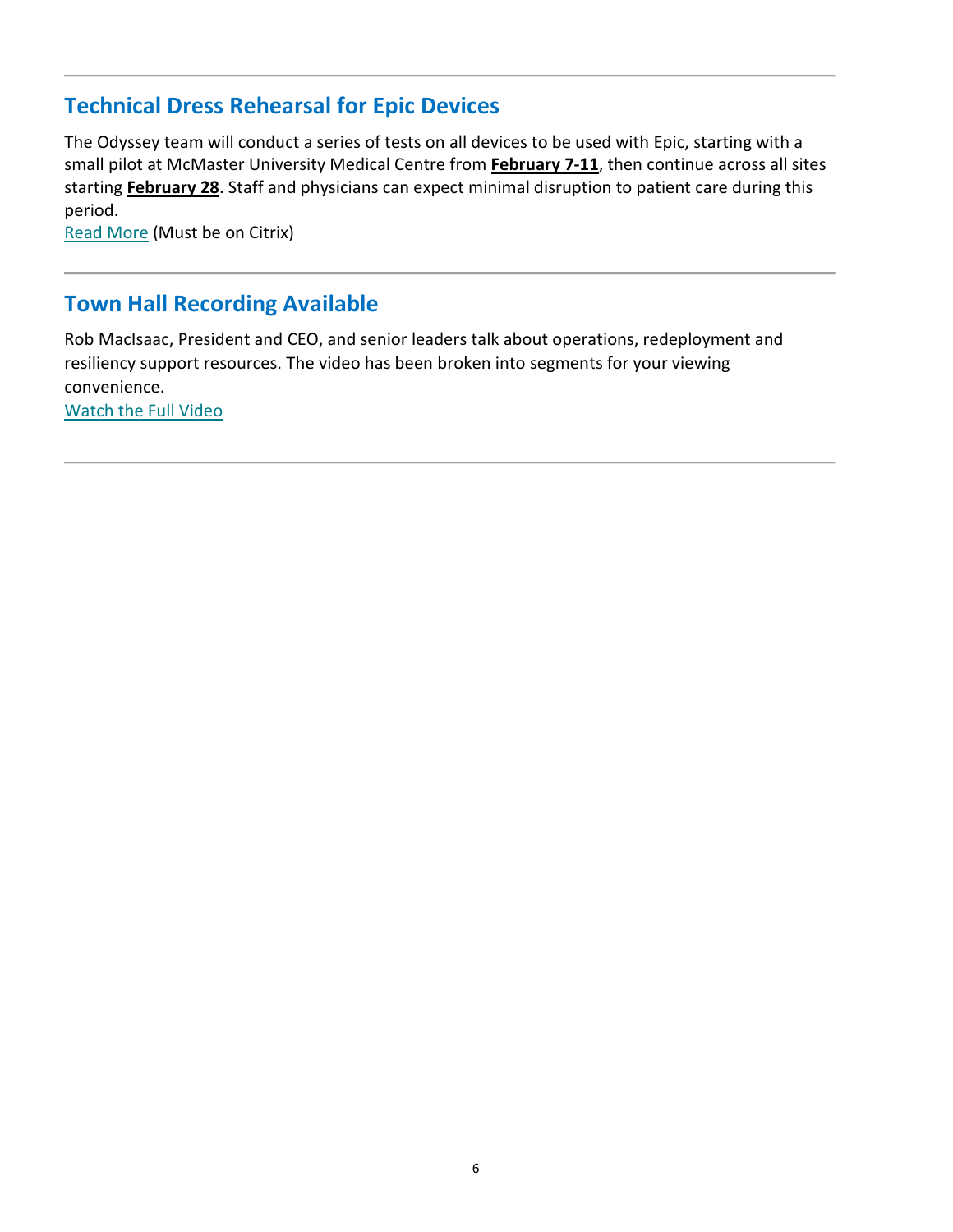---

## Technical Dress Rehearsal for Epic Devices

The Odyssey team will conduct a series of tests on all devices to be used with Epic, starting with a small pilot at McMaster University Medical Centre from **February 7-11**, then continue across all sites starting **February 28**. Staff and physicians can expect minimal disruption to patient care during this period.
Read More (Must be on Citrix)

---

## Town Hall Recording Available

Rob MacIsaac, President and CEO, and senior leaders talk about operations, redeployment and resiliency support resources. The video has been broken into segments for your viewing convenience.
Watch the Full Video

---